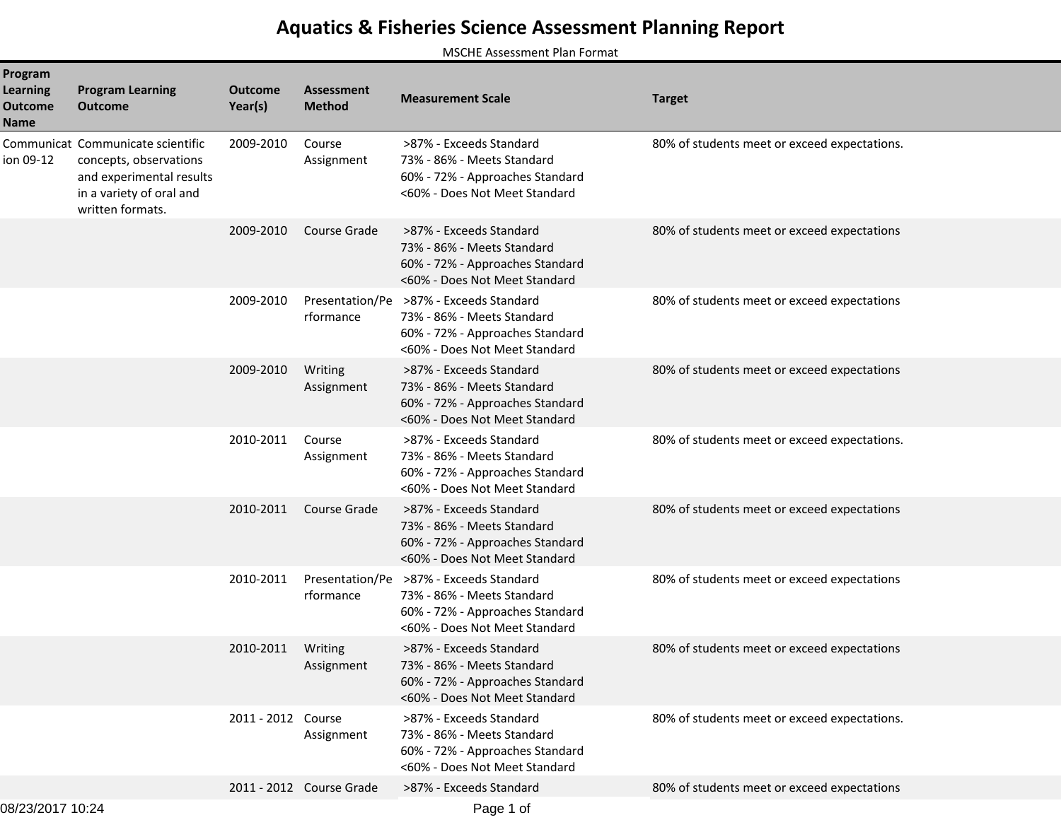# Aquatics & Fisheries Science Assessment Planning Report

MSCHE Assessment Plan Format

| Program Learning Outcome Name | Program Learning Outcome | Outcome Year(s) | Assessment Method | Measurement Scale | Target |
|---|---|---|---|---|---|
| Communication 09-12 | Communicate scientific concepts, observations and experimental results in a variety of oral and written formats. | 2009-2010 | Course Assignment | >87% - Exceeds Standard<br>73% - 86% - Meets Standard<br>60% - 72% - Approaches Standard<br><60% - Does Not Meet Standard | 80% of students meet or exceed expectations. |
| | | 2009-2010 | Course Grade | >87% - Exceeds Standard<br>73% - 86% - Meets Standard<br>60% - 72% - Approaches Standard<br><60% - Does Not Meet Standard | 80% of students meet or exceed expectations |
| | | 2009-2010 | Presentation/Performance | >87% - Exceeds Standard<br>73% - 86% - Meets Standard<br>60% - 72% - Approaches Standard<br><60% - Does Not Meet Standard | 80% of students meet or exceed expectations |
| | | 2009-2010 | Writing Assignment | >87% - Exceeds Standard<br>73% - 86% - Meets Standard<br>60% - 72% - Approaches Standard<br><60% - Does Not Meet Standard | 80% of students meet or exceed expectations |
| | | 2010-2011 | Course Assignment | >87% - Exceeds Standard<br>73% - 86% - Meets Standard<br>60% - 72% - Approaches Standard<br><60% - Does Not Meet Standard | 80% of students meet or exceed expectations. |
| | | 2010-2011 | Course Grade | >87% - Exceeds Standard<br>73% - 86% - Meets Standard<br>60% - 72% - Approaches Standard<br><60% - Does Not Meet Standard | 80% of students meet or exceed expectations |
| | | 2010-2011 | Presentation/Performance | >87% - Exceeds Standard<br>73% - 86% - Meets Standard<br>60% - 72% - Approaches Standard<br><60% - Does Not Meet Standard | 80% of students meet or exceed expectations |
| | | 2010-2011 | Writing Assignment | >87% - Exceeds Standard<br>73% - 86% - Meets Standard<br>60% - 72% - Approaches Standard<br><60% - Does Not Meet Standard | 80% of students meet or exceed expectations |
| | | 2011 - 2012 | Course Assignment | >87% - Exceeds Standard<br>73% - 86% - Meets Standard<br>60% - 72% - Approaches Standard<br><60% - Does Not Meet Standard | 80% of students meet or exceed expectations. |
| | | 2011 - 2012 | Course Grade | >87% - Exceeds Standard | 80% of students meet or exceed expectations |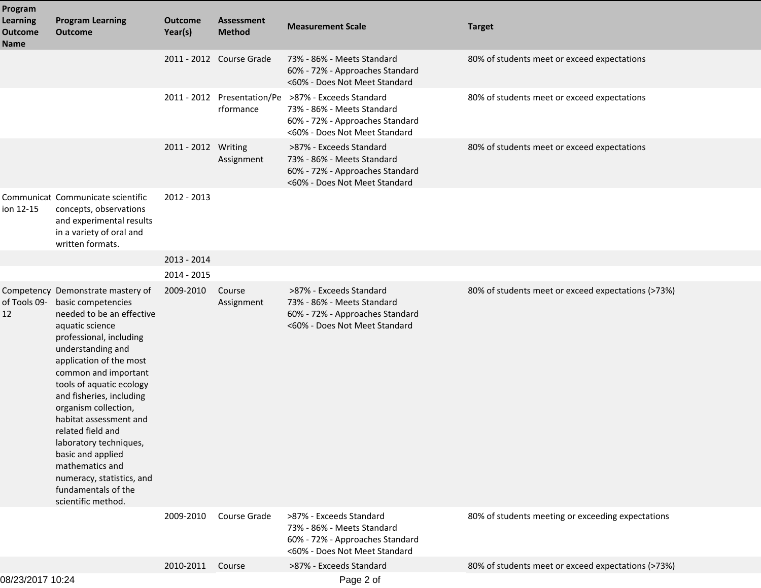| Program Learning Outcome Name | Program Learning Outcome | Outcome Year(s) | Assessment Method | Measurement Scale | Target |
|---|---|---|---|---|---|
| | | 2011 - 2012 | Course Grade | 73% - 86% - Meets Standard<br>60% - 72% - Approaches Standard<br><60% - Does Not Meet Standard | 80% of students meet or exceed expectations |
| | | 2011 - 2012 | Presentation/Performance | >87% - Exceeds Standard<br>73% - 86% - Meets Standard<br>60% - 72% - Approaches Standard<br><60% - Does Not Meet Standard | 80% of students meet or exceed expectations |
| | | 2011 - 2012 | Writing Assignment | >87% - Exceeds Standard<br>73% - 86% - Meets Standard<br>60% - 72% - Approaches Standard<br><60% - Does Not Meet Standard | 80% of students meet or exceed expectations |
| Communication 12-15 | Communicate scientific concepts, observations and experimental results in a variety of oral and written formats. | 2012 - 2013 | | | |
| | | 2013 - 2014 | | | |
| | | 2014 - 2015 | | | |
| Competency of Tools 09-12 | Demonstrate mastery of basic competencies needed to be an effective aquatic science professional, including understanding and application of the most common and important tools of aquatic ecology and fisheries, including organism collection, habitat assessment and related field and laboratory techniques, basic and applied mathematics and numeracy, statistics, and fundamentals of the scientific method. | 2009-2010 | Course Assignment | >87% - Exceeds Standard<br>73% - 86% - Meets Standard<br>60% - 72% - Approaches Standard<br><60% - Does Not Meet Standard | 80% of students meet or exceed expectations (>73%) |
| | | 2009-2010 | Course Grade | >87% - Exceeds Standard<br>73% - 86% - Meets Standard<br>60% - 72% - Approaches Standard<br><60% - Does Not Meet Standard | 80% of students meeting or exceeding expectations |
| | | 2010-2011 | Course | >87% - Exceeds Standard | 80% of students meet or exceed expectations (>73%) |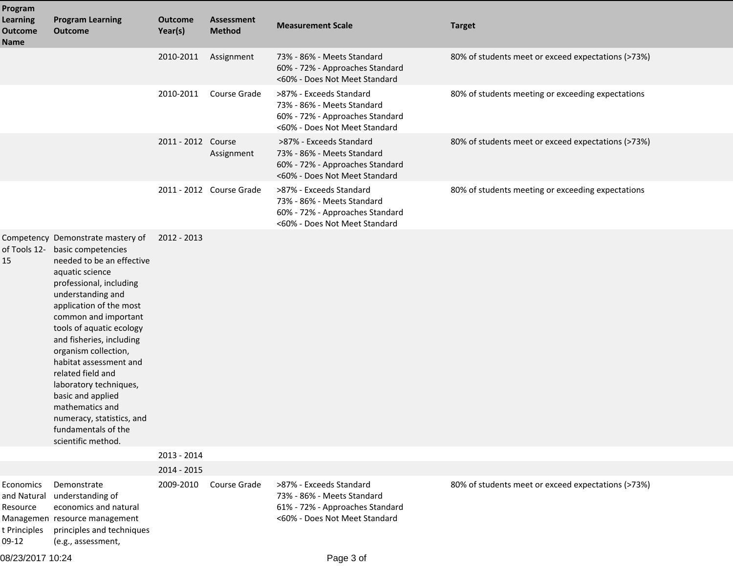| Program Learning Outcome Name | Program Learning Outcome | Outcome Year(s) | Assessment Method | Measurement Scale | Target |
|---|---|---|---|---|---|
| | | 2010-2011 | Assignment | 73% - 86% - Meets Standard<br>60% - 72% - Approaches Standard<br><60% - Does Not Meet Standard | 80% of students meet or exceed expectations (>73%) |
| | | 2010-2011 | Course Grade | >87% - Exceeds Standard<br>73% - 86% - Meets Standard<br>60% - 72% - Approaches Standard<br><60% - Does Not Meet Standard | 80% of students meeting or exceeding expectations |
| | | 2011 - 2012 | Course Assignment | >87% - Exceeds Standard<br>73% - 86% - Meets Standard<br>60% - 72% - Approaches Standard<br><60% - Does Not Meet Standard | 80% of students meet or exceed expectations (>73%) |
| | | 2011 - 2012 | Course Grade | >87% - Exceeds Standard<br>73% - 86% - Meets Standard<br>60% - 72% - Approaches Standard<br><60% - Does Not Meet Standard | 80% of students meeting or exceeding expectations |
| Competency of Tools 12-15 | Demonstrate mastery of basic competencies needed to be an effective aquatic science professional, including understanding and application of the most common and important tools of aquatic ecology and fisheries, including organism collection, habitat assessment and related field and laboratory techniques, basic and applied mathematics and numeracy, statistics, and fundamentals of the scientific method. | 2012 - 2013 | | | |
| | | 2013 - 2014 | | | |
| | | 2014 - 2015 | | | |
| Economics and Natural Resource Management Principles 09-12 | Demonstrate understanding of economics and natural resource management principles and techniques (e.g., assessment, | 2009-2010 | Course Grade | >87% - Exceeds Standard<br>73% - 86% - Meets Standard<br>61% - 72% - Approaches Standard<br><60% - Does Not Meet Standard | 80% of students meet or exceed expectations (>73%) |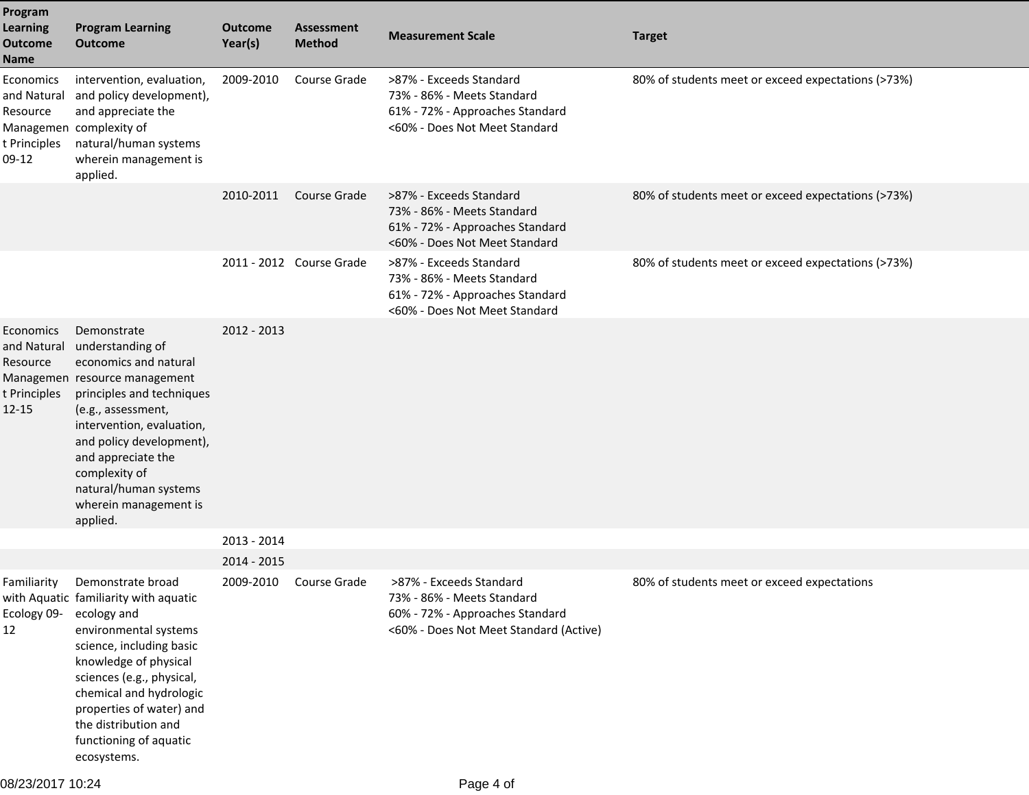| Program Learning Outcome Name | Program Learning Outcome | Outcome Year(s) | Assessment Method | Measurement Scale | Target |
|---|---|---|---|---|---|
| Economics and Natural Resource Management Principles 09-12 | intervention, evaluation, and policy development), and appreciate the complexity of natural/human systems wherein management is applied. | 2009-2010 | Course Grade | >87% - Exceeds Standard<br>73% - 86% - Meets Standard<br>61% - 72% - Approaches Standard<br><60% - Does Not Meet Standard | 80% of students meet or exceed expectations (>73%) |
| | | 2010-2011 | Course Grade | >87% - Exceeds Standard<br>73% - 86% - Meets Standard<br>61% - 72% - Approaches Standard<br><60% - Does Not Meet Standard | 80% of students meet or exceed expectations (>73%) |
| | | 2011 - 2012 | Course Grade | >87% - Exceeds Standard<br>73% - 86% - Meets Standard<br>61% - 72% - Approaches Standard<br><60% - Does Not Meet Standard | 80% of students meet or exceed expectations (>73%) |
| Economics and Natural Resource Management Principles 12-15 | Demonstrate understanding of economics and natural resource management principles and techniques (e.g., assessment, intervention, evaluation, and policy development), and appreciate the complexity of natural/human systems wherein management is applied. | 2012 - 2013 | | | |
| | | 2013 - 2014 | | | |
| | | 2014 - 2015 | | | |
| Familiarity with Aquatic Ecology 09-12 | Demonstrate broad familiarity with aquatic ecology and environmental systems science, including basic knowledge of physical sciences (e.g., physical, chemical and hydrologic properties of water) and the distribution and functioning of aquatic ecosystems. | 2009-2010 | Course Grade | >87% - Exceeds Standard<br>73% - 86% - Meets Standard<br>60% - 72% - Approaches Standard<br><60% - Does Not Meet Standard (Active) | 80% of students meet or exceed expectations |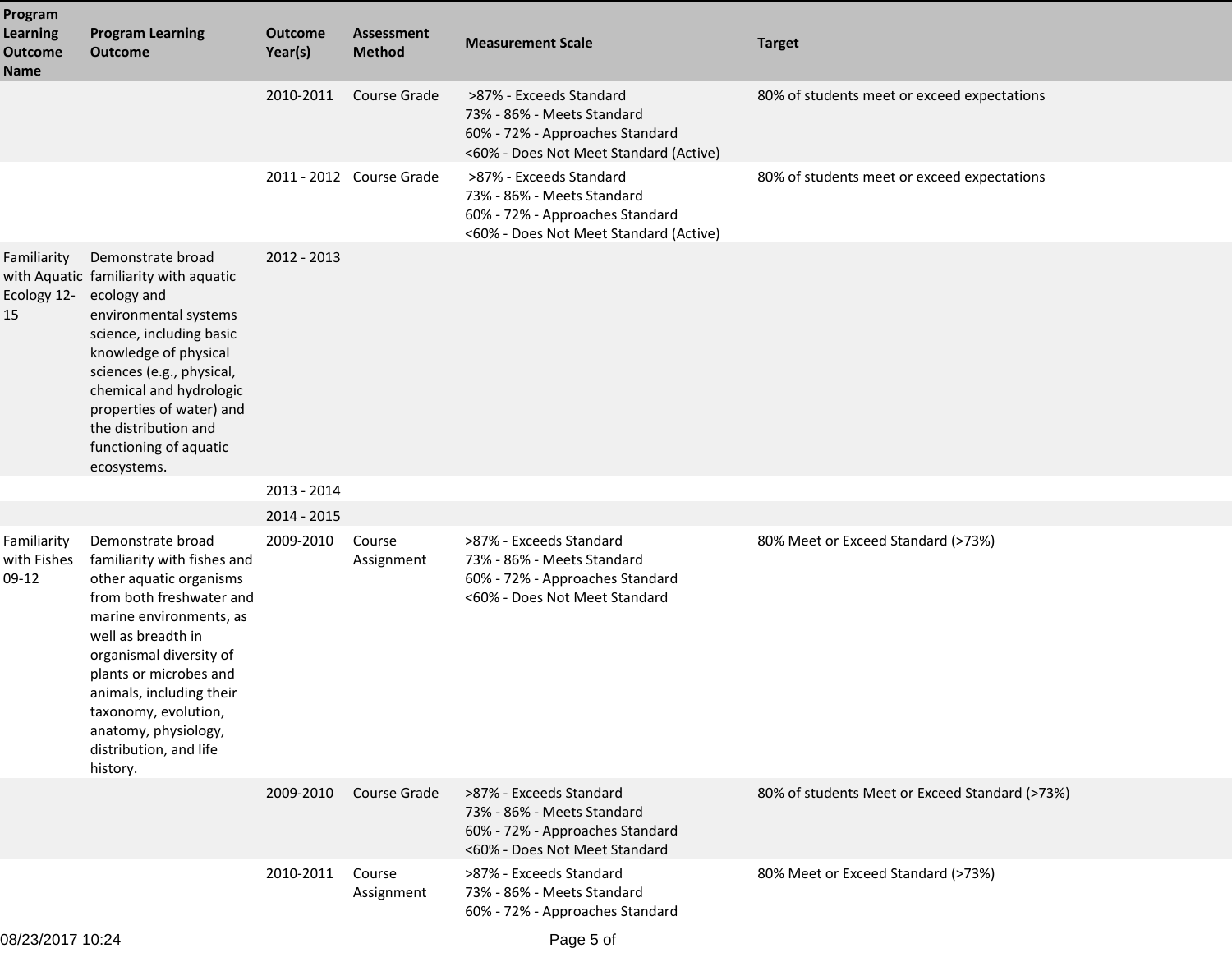| Program Learning Outcome Name | Program Learning Outcome | Outcome Year(s) | Assessment Method | Measurement Scale | Target |
|---|---|---|---|---|---|
| | | 2010-2011 | Course Grade | >87% - Exceeds Standard<br>73% - 86% - Meets Standard<br>60% - 72% - Approaches Standard<br><60% - Does Not Meet Standard (Active) | 80% of students meet or exceed expectations |
| | | 2011 - 2012 | Course Grade | >87% - Exceeds Standard<br>73% - 86% - Meets Standard<br>60% - 72% - Approaches Standard<br><60% - Does Not Meet Standard (Active) | 80% of students meet or exceed expectations |
| Familiarity with Aquatic Ecology 12-15 | Demonstrate broad familiarity with aquatic ecology and environmental systems science, including basic knowledge of physical sciences (e.g., physical, chemical and hydrologic properties of water) and the distribution and functioning of aquatic ecosystems. | 2012 - 2013 | | | |
| | | 2013 - 2014 | | | |
| | | 2014 - 2015 | | | |
| Familiarity with Fishes 09-12 | Demonstrate broad familiarity with fishes and other aquatic organisms from both freshwater and marine environments, as well as breadth in organismal diversity of plants or microbes and animals, including their taxonomy, evolution, anatomy, physiology, distribution, and life history. | 2009-2010 | Course Assignment | >87% - Exceeds Standard<br>73% - 86% - Meets Standard<br>60% - 72% - Approaches Standard<br><60% - Does Not Meet Standard | 80% Meet or Exceed Standard (>73%) |
| | | 2009-2010 | Course Grade | >87% - Exceeds Standard<br>73% - 86% - Meets Standard<br>60% - 72% - Approaches Standard<br><60% - Does Not Meet Standard | 80% of students Meet or Exceed Standard (>73%) |
| | | 2010-2011 | Course Assignment | >87% - Exceeds Standard<br>73% - 86% - Meets Standard<br>60% - 72% - Approaches Standard | 80% Meet or Exceed Standard (>73%) |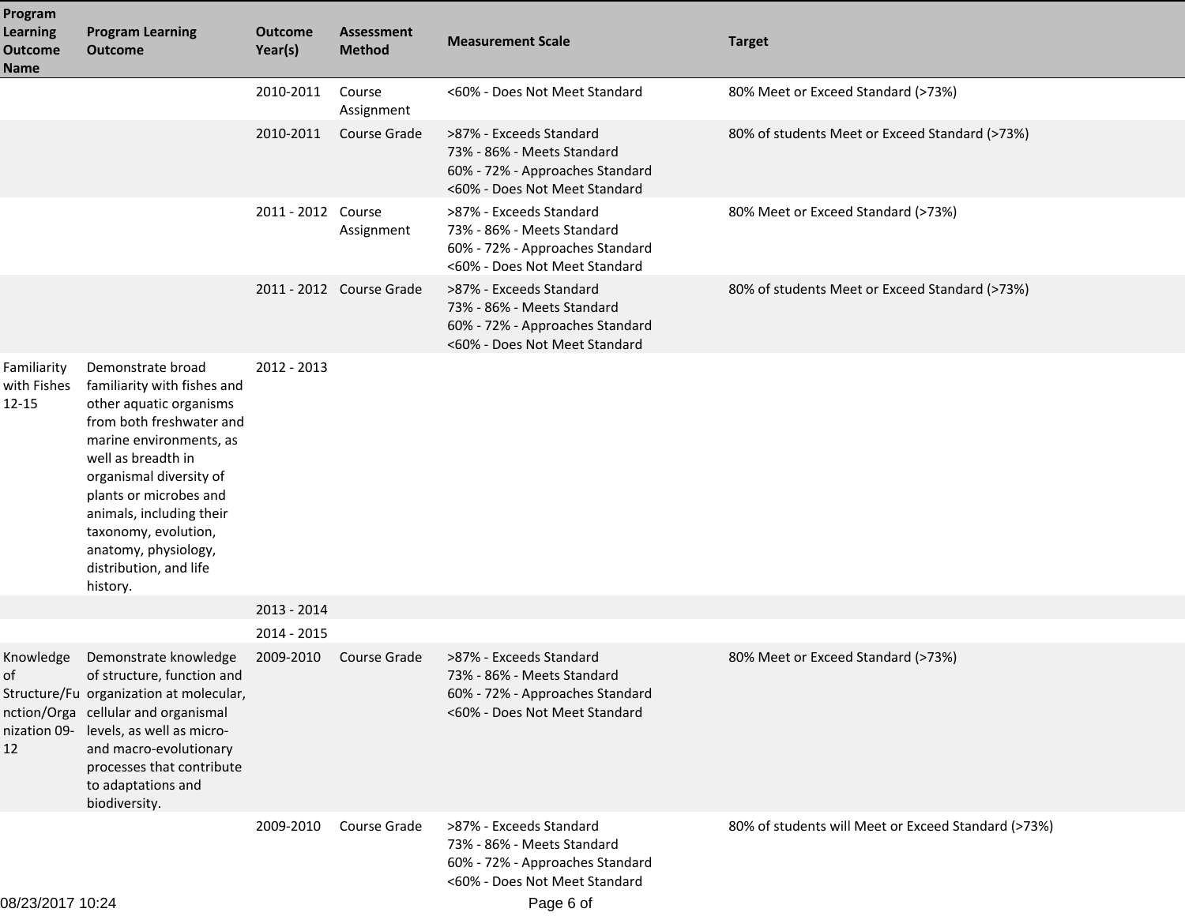| Program Learning Outcome Name | Program Learning Outcome | Outcome Year(s) | Assessment Method | Measurement Scale | Target |
|---|---|---|---|---|---|
| | | 2010-2011 | Course Assignment | <60% - Does Not Meet Standard | 80% Meet or Exceed Standard (>73%) |
| | | 2010-2011 | Course Grade | >87% - Exceeds Standard<br>73% - 86% - Meets Standard<br>60% - 72% - Approaches Standard<br><60% - Does Not Meet Standard | 80% of students Meet or Exceed Standard (>73%) |
| | | 2011 - 2012 | Course Assignment | >87% - Exceeds Standard<br>73% - 86% - Meets Standard<br>60% - 72% - Approaches Standard<br><60% - Does Not Meet Standard | 80% Meet or Exceed Standard (>73%) |
| | | 2011 - 2012 | Course Grade | >87% - Exceeds Standard<br>73% - 86% - Meets Standard<br>60% - 72% - Approaches Standard<br><60% - Does Not Meet Standard | 80% of students Meet or Exceed Standard (>73%) |
| Familiarity with Fishes 12-15 | Demonstrate broad familiarity with fishes and other aquatic organisms from both freshwater and marine environments, as well as breadth in organismal diversity of plants or microbes and animals, including their taxonomy, evolution, anatomy, physiology, distribution, and life history. | 2012 - 2013 | | | |
| | | 2013 - 2014 | | | |
| | | 2014 - 2015 | | | |
| Knowledge of Structure/Function/Organization 09-12 | Demonstrate knowledge of structure, function and organization at molecular, cellular and organismal levels, as well as micro- and macro-evolutionary processes that contribute to adaptations and biodiversity. | 2009-2010 | Course Grade | >87% - Exceeds Standard<br>73% - 86% - Meets Standard<br>60% - 72% - Approaches Standard<br><60% - Does Not Meet Standard | 80% Meet or Exceed Standard (>73%) |
| | | 2009-2010 | Course Grade | >87% - Exceeds Standard<br>73% - 86% - Meets Standard<br>60% - 72% - Approaches Standard<br><60% - Does Not Meet Standard | 80% of students will Meet or Exceed Standard (>73%) |

08/23/2017 10:24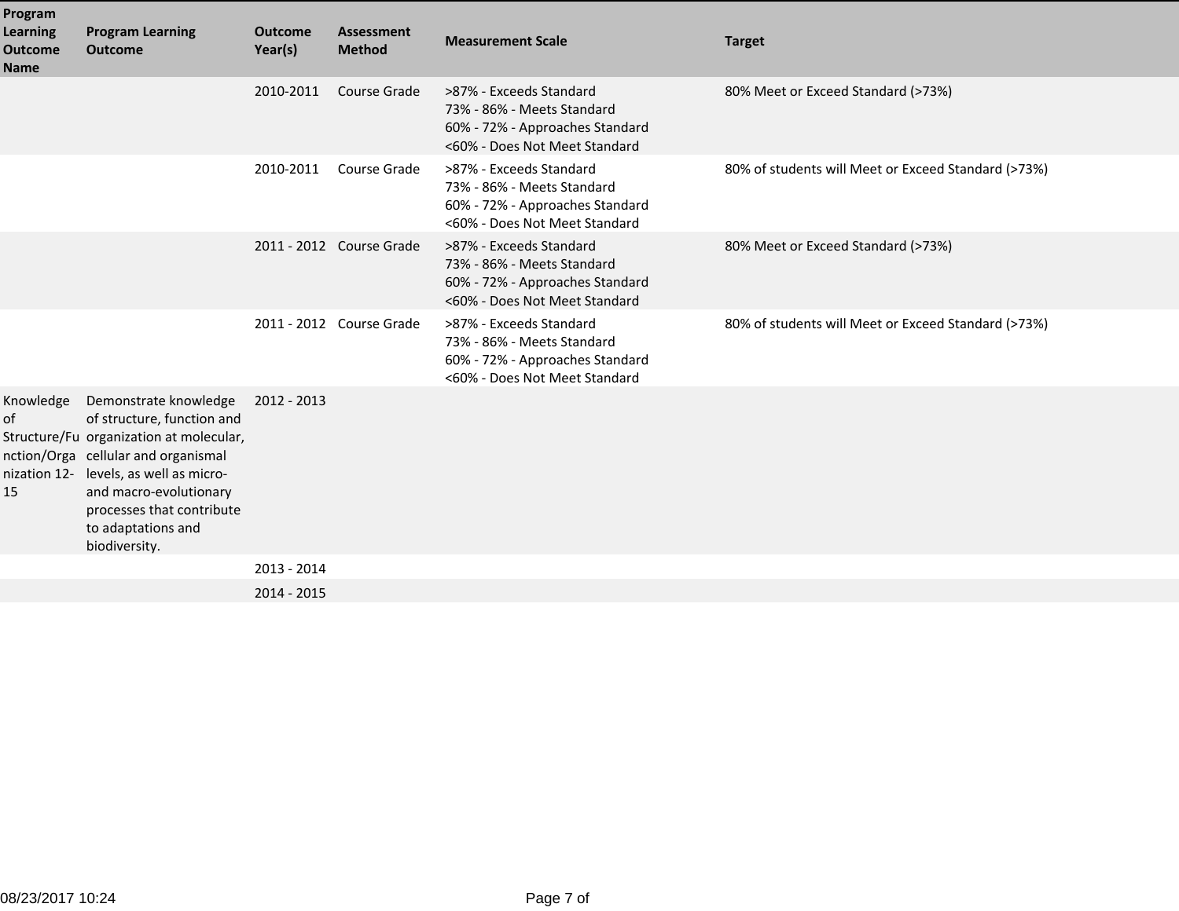| Program Learning Outcome Name | Program Learning Outcome | Outcome Year(s) | Assessment Method | Measurement Scale | Target |
|---|---|---|---|---|---|
| | | 2010-2011 | Course Grade | >87% - Exceeds Standard<br>73% - 86% - Meets Standard<br>60% - 72% - Approaches Standard<br><60% - Does Not Meet Standard | 80% Meet or Exceed Standard (>73%) |
| | | 2010-2011 | Course Grade | >87% - Exceeds Standard<br>73% - 86% - Meets Standard<br>60% - 72% - Approaches Standard<br><60% - Does Not Meet Standard | 80% of students will Meet or Exceed Standard (>73%) |
| | | 2011 - 2012 | Course Grade | >87% - Exceeds Standard<br>73% - 86% - Meets Standard<br>60% - 72% - Approaches Standard<br><60% - Does Not Meet Standard | 80% Meet or Exceed Standard (>73%) |
| | | 2011 - 2012 | Course Grade | >87% - Exceeds Standard<br>73% - 86% - Meets Standard<br>60% - 72% - Approaches Standard<br><60% - Does Not Meet Standard | 80% of students will Meet or Exceed Standard (>73%) |
| Knowledge of Structure/Function/Organization 12-15 | Demonstrate knowledge of structure, function and organization at molecular, cellular and organismal levels, as well as micro- and macro-evolutionary processes that contribute to adaptations and biodiversity. | 2012 - 2013 | | | |
| | | 2013 - 2014 | | | |
| | | 2014 - 2015 | | | |